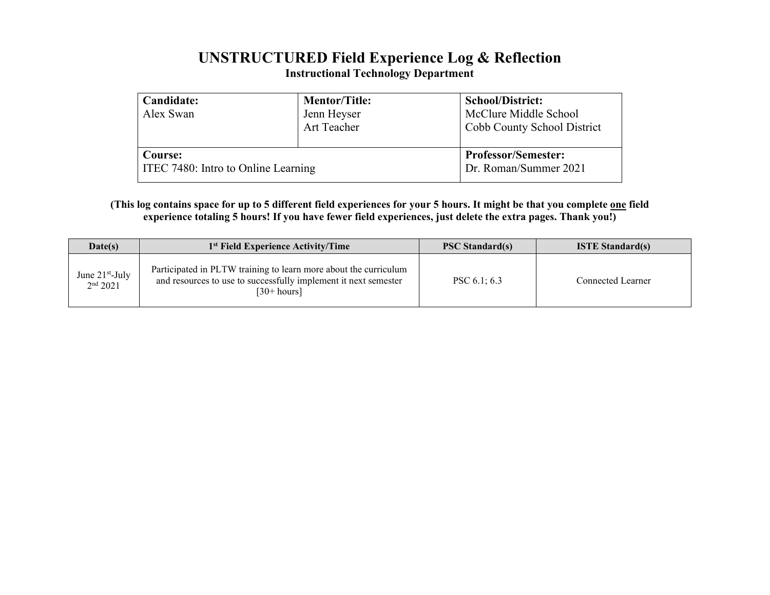# UNSTRUCTURED Field Experience Log & Reflection

## Instructional Technology Department

| Candidate:<br>Alex Swan | Mentor/Title:<br>Jenn Heyser<br>Art Teacher | School/District:<br>McClure Middle School<br>Cobb County School District |
|---|---|---|
| Course:<br>ITEC 7480: Intro to Online Learning | | Professor/Semester:<br>Dr. Roman/Summer 2021 |

**(This log contains space for up to 5 different field experiences for your 5 hours. It might be that you complete <u>one</u> field experience totaling 5 hours! If you have fewer field experiences, just delete the extra pages. Thank you!)**

| Date(s) | 1st Field Experience Activity/Time | PSC Standard(s) | ISTE Standard(s) |
|---|---|---|---|
| June 21st-July 2nd 2021 | Participated in PLTW training to learn more about the curriculum and resources to use to successfully implement it next semester [30+ hours] | PSC 6.1; 6.3 | Connected Learner |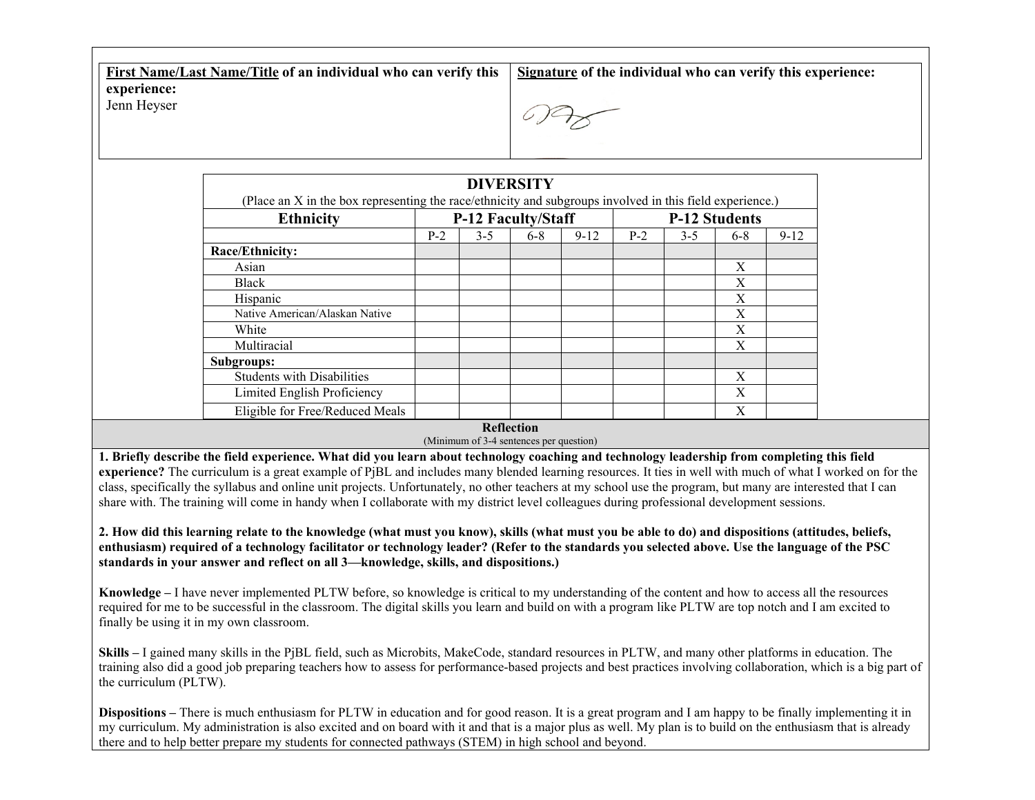| **First Name/Last Name/Title** of an individual who can verify this experience: | **Signature** of the individual who can verify this experience: |
| --- | --- |
| Jenn Heyser | |

| DIVERSITY (Place an X in the box representing the race/ethnicity and subgroups involved in this field experience.) | | | | | | | | |
| --- | --- | --- | --- | --- | --- | --- | --- | --- |
| **Ethnicity** | **P-12 Faculty/Staff** | | | | **P-12 Students** | | | |
| | P-2 | 3-5 | 6-8 | 9-12 | P-2 | 3-5 | 6-8 | 9-12 |
| **Race/Ethnicity:** | | | | | | | | |
| Asian | | | | | | | X | |
| Black | | | | | | | X | |
| Hispanic | | | | | | | X | |
| Native American/Alaskan Native | | | | | | | X | |
| White | | | | | | | X | |
| Multiracial | | | | | | | X | |
| **Subgroups:** | | | | | | | | |
| Students with Disabilities | | | | | | | X | |
| Limited English Proficiency | | | | | | | X | |
| Eligible for Free/Reduced Meals | | | | | | | X | |

**Reflection**
(Minimum of 3-4 sentences per question)

**1. Briefly describe the field experience. What did you learn about technology coaching and technology leadership from completing this field experience?** The curriculum is a great example of PjBL and includes many blended learning resources. It ties in well with much of what I worked on for the class, specifically the syllabus and online unit projects. Unfortunately, no other teachers at my school use the program, but many are interested that I can share with. The training will come in handy when I collaborate with my district level colleagues during professional development sessions.

**2. How did this learning relate to the knowledge (what must you know), skills (what must you be able to do) and dispositions (attitudes, beliefs, enthusiasm) required of a technology facilitator or technology leader? (Refer to the standards you selected above. Use the language of the PSC standards in your answer and reflect on all 3—knowledge, skills, and dispositions.)**

**Knowledge –** I have never implemented PLTW before, so knowledge is critical to my understanding of the content and how to access all the resources required for me to be successful in the classroom. The digital skills you learn and build on with a program like PLTW are top notch and I am excited to finally be using it in my own classroom.

**Skills –** I gained many skills in the PjBL field, such as Microbits, MakeCode, standard resources in PLTW, and many other platforms in education. The training also did a good job preparing teachers how to assess for performance-based projects and best practices involving collaboration, which is a big part of the curriculum (PLTW).

**Dispositions –** There is much enthusiasm for PLTW in education and for good reason. It is a great program and I am happy to be finally implementing it in my curriculum. My administration is also excited and on board with it and that is a major plus as well. My plan is to build on the enthusiasm that is already there and to help better prepare my students for connected pathways (STEM) in high school and beyond.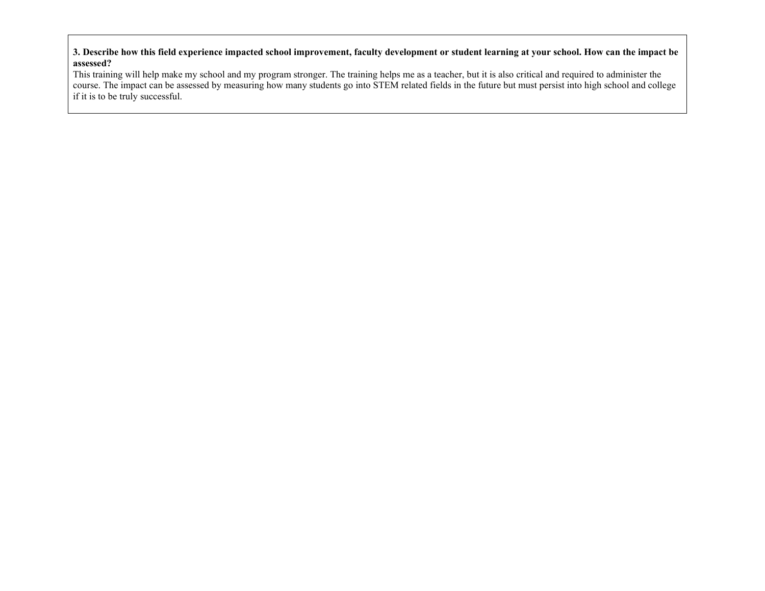**3. Describe how this field experience impacted school improvement, faculty development or student learning at your school. How can the impact be assessed?**

This training will help make my school and my program stronger. The training helps me as a teacher, but it is also critical and required to administer the course. The impact can be assessed by measuring how many students go into STEM related fields in the future but must persist into high school and college if it is to be truly successful.